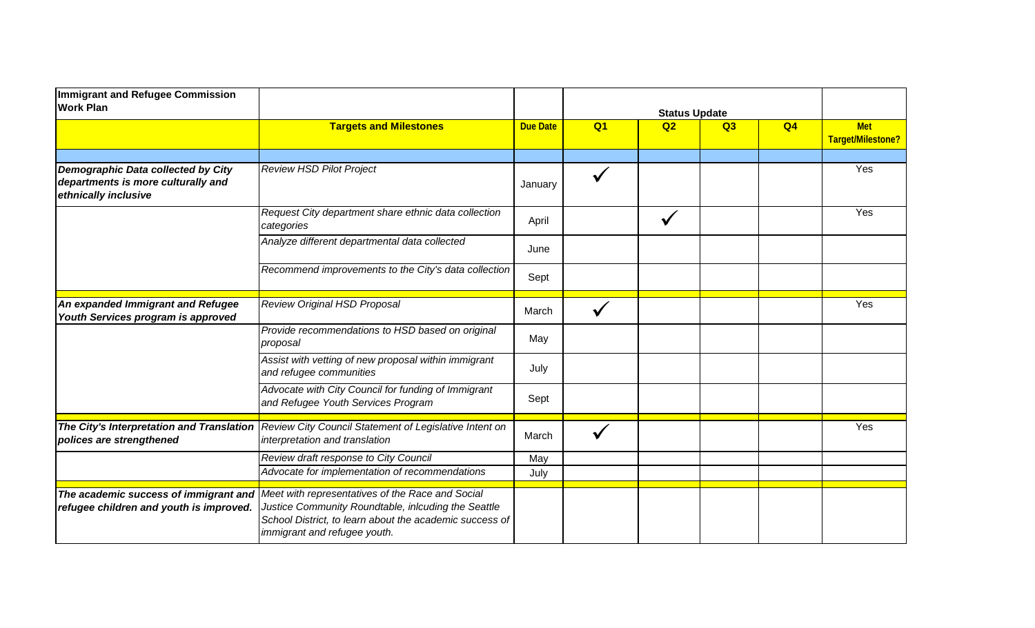| Immigrant and Refugee Commission Work Plan | | | Status Update | | | | |
|---|---|---|---|---|---|---|---|
| | **Targets and Milestones** | **Due Date** | **Q1** | **Q2** | **Q3** | **Q4** | **Met Target/Milestone?** |
| ***Demographic Data collected by City departments is more culturally and ethnically inclusive*** | *Review HSD Pilot Project* | January | ✓ | | | | Yes |
| | *Request City department share ethnic data collection categories* | April | | ✓ | | | Yes |
| | *Analyze different departmental data collected* | June | | | | | |
| | *Recommend improvements to the City's data collection* | Sept | | | | | |
| ***An expanded Immigrant and Refugee Youth Services program is approved*** | *Review Original HSD Proposal* | March | ✓ | | | | Yes |
| | *Provide recommendations to HSD based on original proposal* | May | | | | | |
| | *Assist with vetting of new proposal within immigrant and refugee communities* | July | | | | | |
| | *Advocate with City Council for funding of Immigrant and Refugee Youth Services Program* | Sept | | | | | |
| ***The City's Interpretation and Translation polices are strengthened*** | *Review City Council Statement of Legislative Intent on interpretation and translation* | March | ✓ | | | | Yes |
| | *Review draft response to City Council* | May | | | | | |
| | *Advocate for implementation of recommendations* | July | | | | | |
| ***The academic success of immigrant and refugee children and youth is improved.*** | *Meet with representatives of the Race and Social Justice Community Roundtable, inlcuding the Seattle School District, to learn about the academic success of immigrant and refugee youth.* | | | | | | |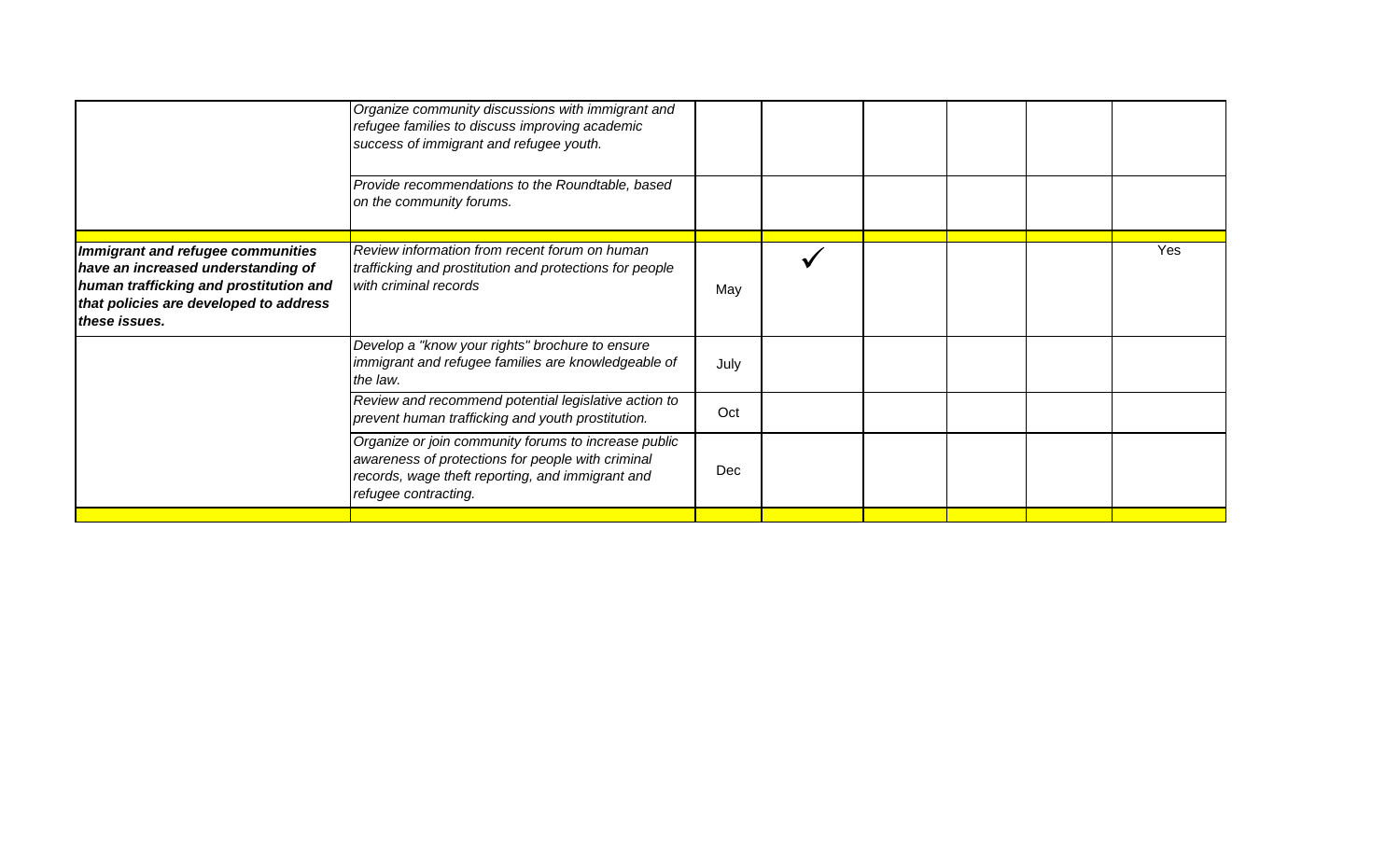| | | | | | | | |
|---|---|---|---|---|---|---|---|
| | *Organize community discussions with immigrant and refugee families to discuss improving academic success of immigrant and refugee youth.* | | | | | | |
| | *Provide recommendations to the Roundtable, based on the community forums.* | | | | | | |
| | | | | | | | |
| ***Immigrant and refugee communities have an increased understanding of human trafficking and prostitution and that policies are developed to address these issues.*** | *Review information from recent forum on human trafficking and prostitution and protections for people with criminal records* | May | ✓ | | | | Yes |
| | *Develop a "know your rights" brochure to ensure immigrant and refugee families are knowledgeable of the law.* | July | | | | | |
| | *Review and recommend potential legislative action to prevent human trafficking and youth prostitution.* | Oct | | | | | |
| | *Organize or join community forums to increase public awareness of protections for people with criminal records, wage theft reporting, and immigrant and refugee contracting.* | Dec | | | | | |
| | | | | | | | |